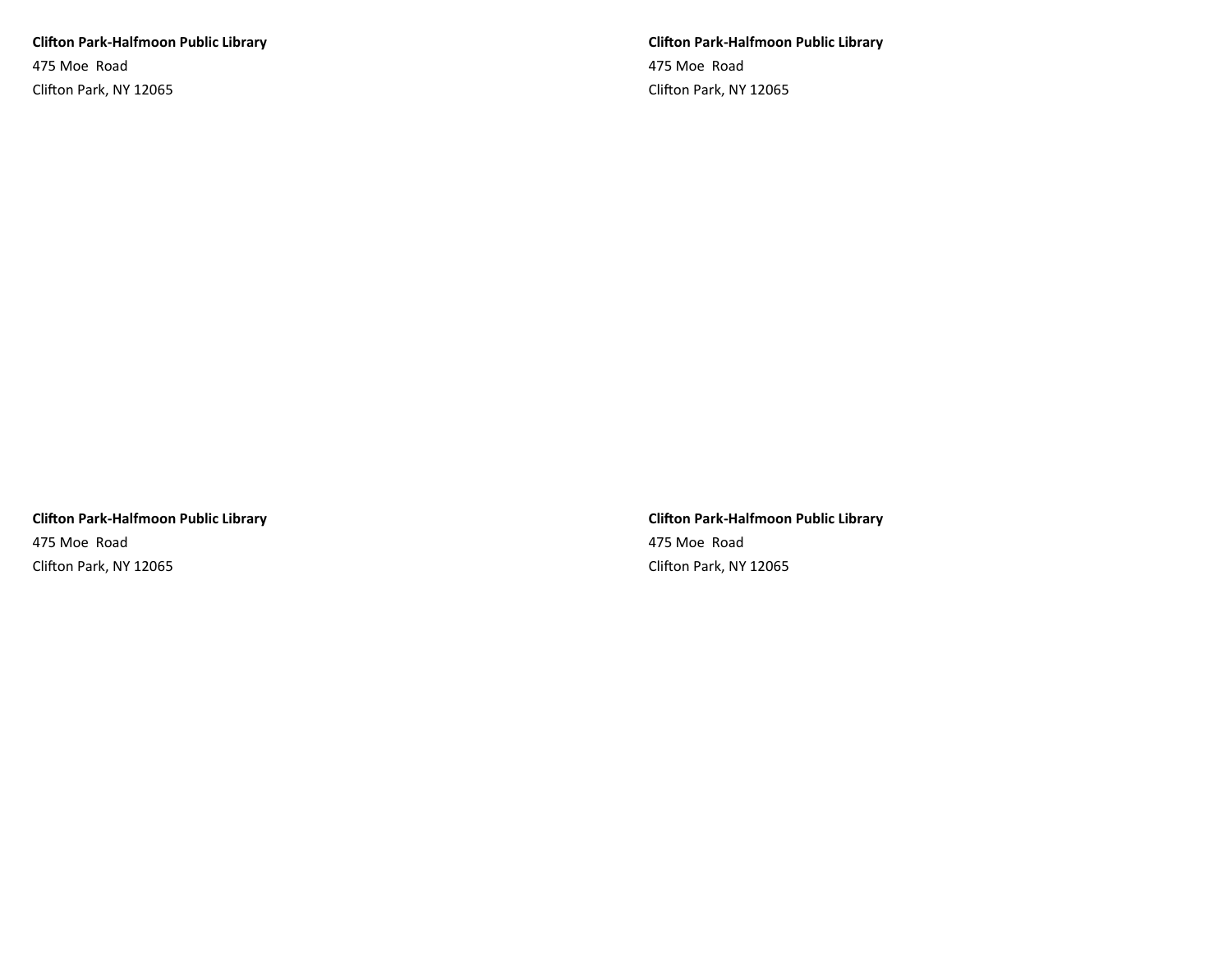**Clifton Park-Halfmoon Public Library**
475 Moe Road
Clifton Park, NY 12065

**Clifton Park-Halfmoon Public Library**
475 Moe Road
Clifton Park, NY 12065

**Clifton Park-Halfmoon Public Library**
475 Moe Road
Clifton Park, NY 12065

**Clifton Park-Halfmoon Public Library**
475 Moe Road
Clifton Park, NY 12065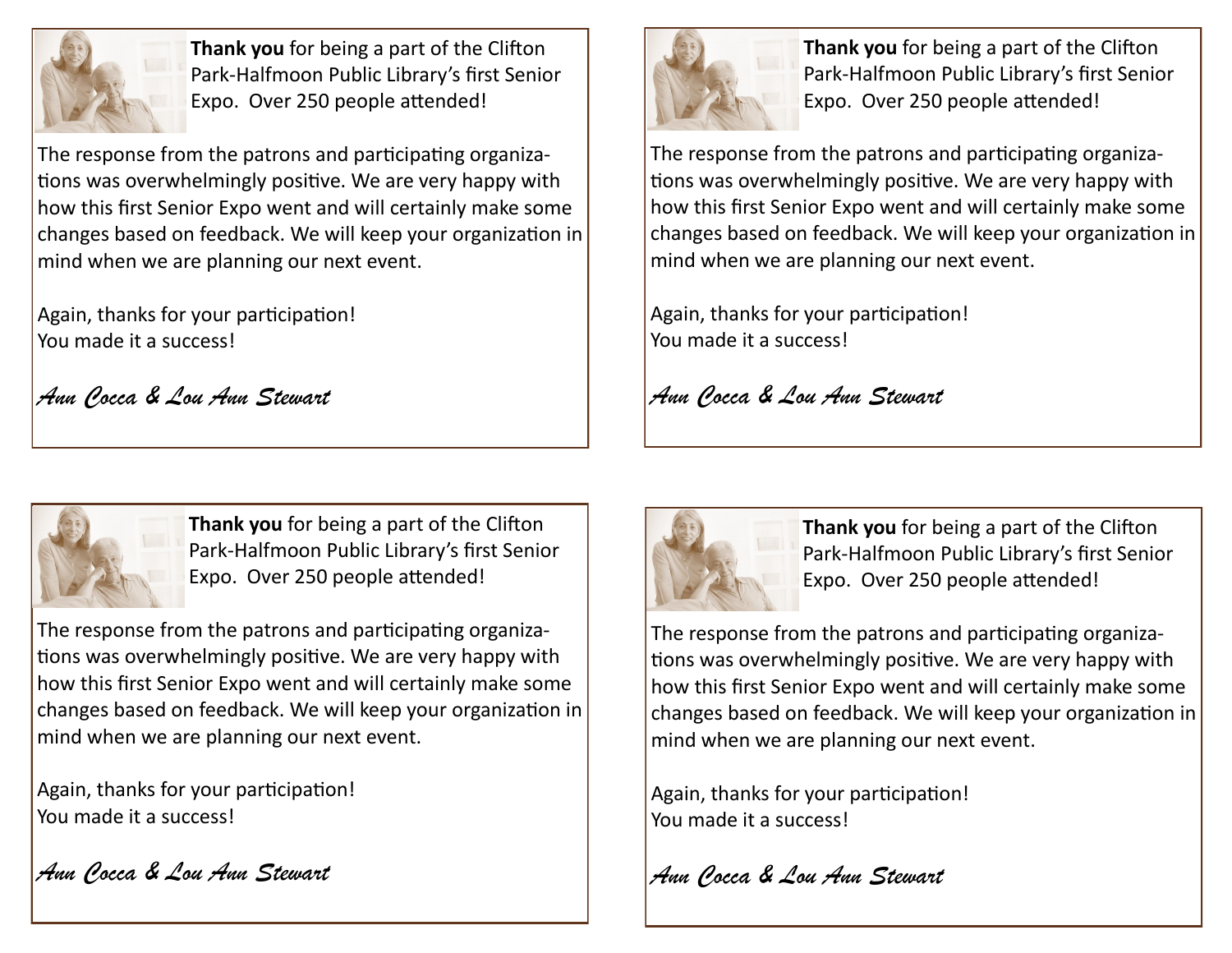**Thank you** for being a part of the Clifton Park-Halfmoon Public Library's first Senior Expo. Over 250 people attended!

The response from the patrons and participating organizations was overwhelmingly positive. We are very happy with how this first Senior Expo went and will certainly make some changes based on feedback. We will keep your organization in mind when we are planning our next event.

Again, thanks for your participation!
You made it a success!

*Ann Cocca & Lou Ann Stewart*

**Thank you** for being a part of the Clifton Park-Halfmoon Public Library's first Senior Expo. Over 250 people attended!

The response from the patrons and participating organizations was overwhelmingly positive. We are very happy with how this first Senior Expo went and will certainly make some changes based on feedback. We will keep your organization in mind when we are planning our next event.

Again, thanks for your participation!
You made it a success!

*Ann Cocca & Lou Ann Stewart*

**Thank you** for being a part of the Clifton Park-Halfmoon Public Library's first Senior Expo. Over 250 people attended!

The response from the patrons and participating organizations was overwhelmingly positive. We are very happy with how this first Senior Expo went and will certainly make some changes based on feedback. We will keep your organization in mind when we are planning our next event.

Again, thanks for your participation!
You made it a success!

*Ann Cocca & Lou Ann Stewart*

**Thank you** for being a part of the Clifton Park-Halfmoon Public Library's first Senior Expo. Over 250 people attended!

The response from the patrons and participating organizations was overwhelmingly positive. We are very happy with how this first Senior Expo went and will certainly make some changes based on feedback. We will keep your organization in mind when we are planning our next event.

Again, thanks for your participation!
You made it a success!

*Ann Cocca & Lou Ann Stewart*